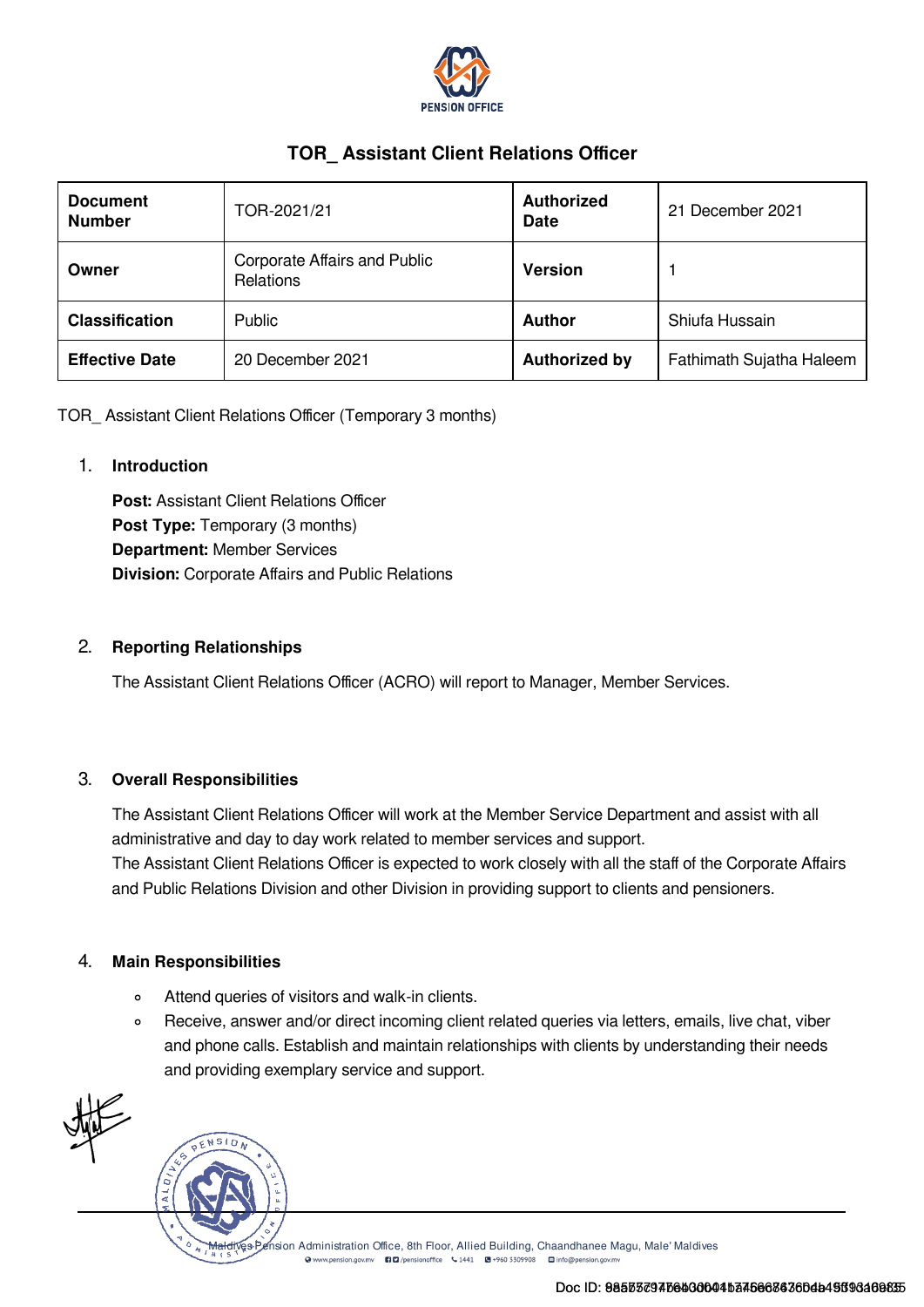PENSION OFFICE

# TOR_ Assistant Client Relations Officer

| Document Number | TOR-2021/21 | Authorized Date | 21 December 2021 |
|---|---|---|---|
| Owner | Corporate Affairs and Public Relations | Version | 1 |
| Classification | Public | Author | Shiufa Hussain |
| Effective Date | 20 December 2021 | Authorized by | Fathimath Sujatha Haleem |

TOR_ Assistant Client Relations Officer (Temporary 3 months)

## 1. Introduction

**Post:** Assistant Client Relations Officer
**Post Type:** Temporary (3 months)
**Department:** Member Services
**Division:** Corporate Affairs and Public Relations

## 2. Reporting Relationships

The Assistant Client Relations Officer (ACRO) will report to Manager, Member Services.

## 3. Overall Responsibilities

The Assistant Client Relations Officer will work at the Member Service Department and assist with all administrative and day to day work related to member services and support.
The Assistant Client Relations Officer is expected to work closely with all the staff of the Corporate Affairs and Public Relations Division and other Division in providing support to clients and pensioners.

## 4. Main Responsibilities

- Attend queries of visitors and walk-in clients.
- Receive, answer and/or direct incoming client related queries via letters, emails, live chat, viber and phone calls. Establish and maintain relationships with clients by understanding their needs and providing exemplary service and support.

Maldives Pension Administration Office, 8th Floor, Allied Building, Chaandhanee Magu, Male' Maldives
www.pension.gov.mv /pensionoffice 1441 +960 3309908 info@pension.gov.mv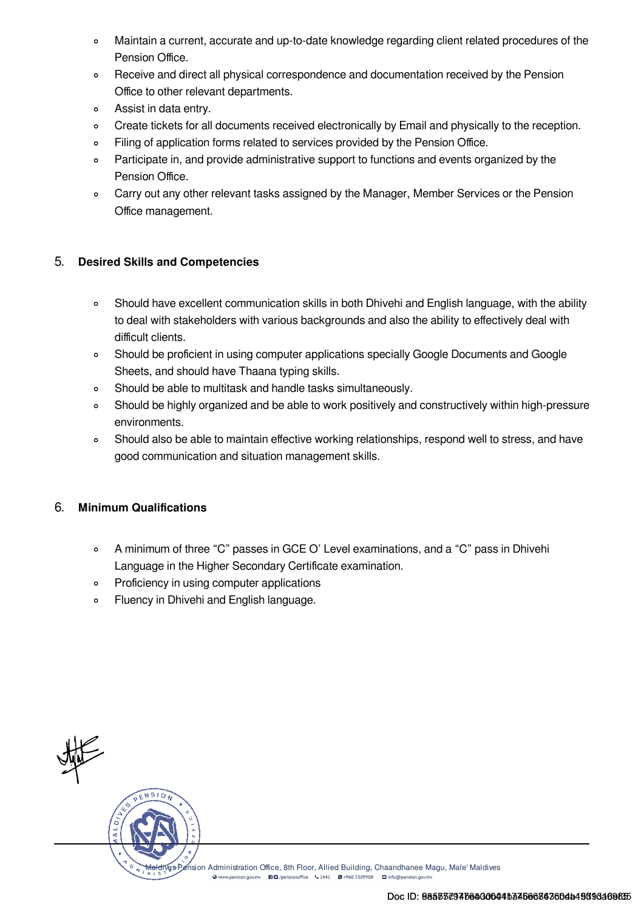- Maintain a current, accurate and up-to-date knowledge regarding client related procedures of the Pension Office.
- Receive and direct all physical correspondence and documentation received by the Pension Office to other relevant departments.
- Assist in data entry.
- Create tickets for all documents received electronically by Email and physically to the reception.
- Filing of application forms related to services provided by the Pension Office.
- Participate in, and provide administrative support to functions and events organized by the Pension Office.
- Carry out any other relevant tasks assigned by the Manager, Member Services or the Pension Office management.

## 5. Desired Skills and Competencies

- Should have excellent communication skills in both Dhivehi and English language, with the ability to deal with stakeholders with various backgrounds and also the ability to effectively deal with difficult clients.
- Should be proficient in using computer applications specially Google Documents and Google Sheets, and should have Thaana typing skills.
- Should be able to multitask and handle tasks simultaneously.
- Should be highly organized and be able to work positively and constructively within high-pressure environments.
- Should also be able to maintain effective working relationships, respond well to stress, and have good communication and situation management skills.

## 6. Minimum Qualifications

- A minimum of three "C" passes in GCE O' Level examinations, and a "C" pass in Dhivehi Language in the Higher Secondary Certificate examination.
- Proficiency in using computer applications
- Fluency in Dhivehi and English language.